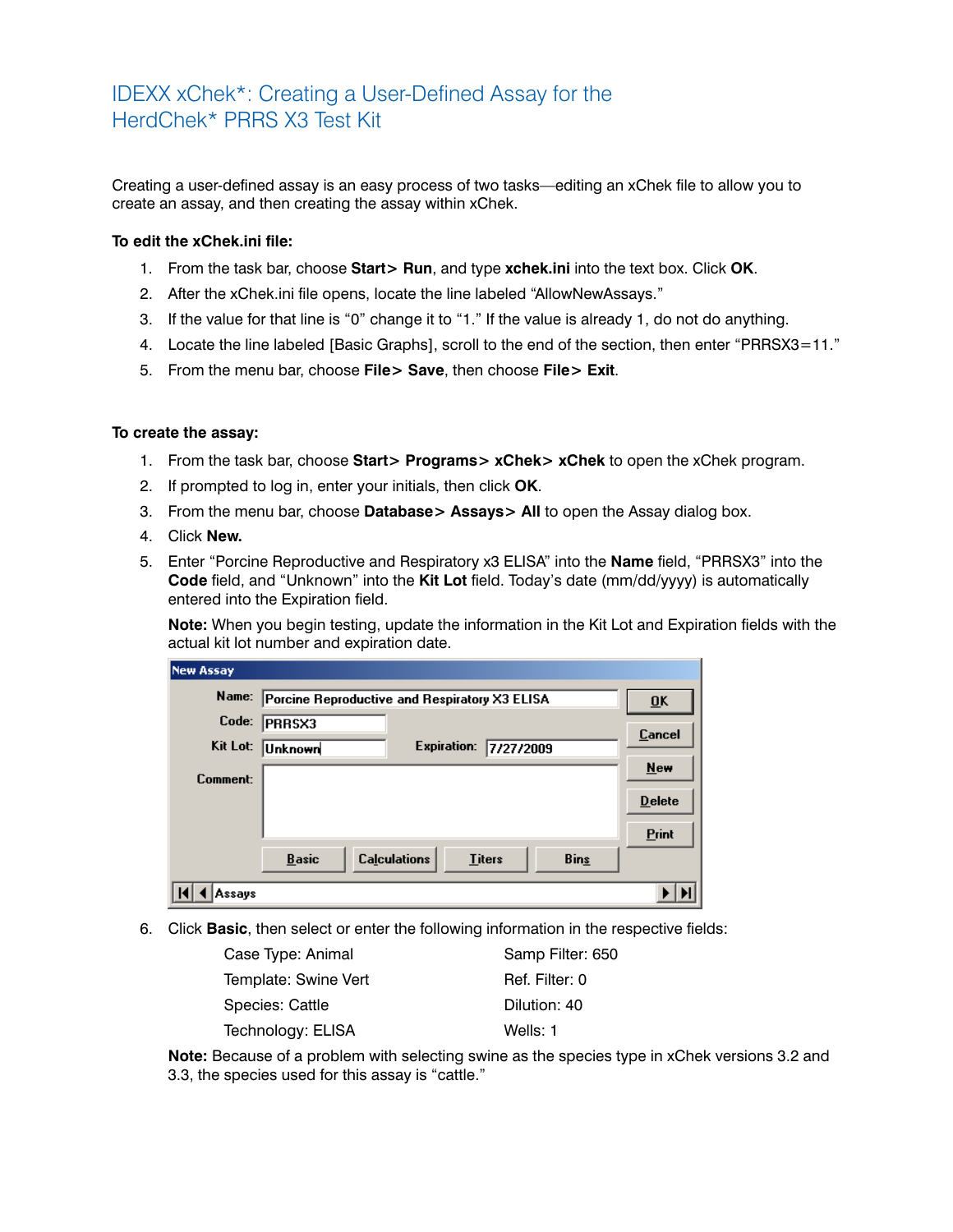# IDEXX xChek*: Creating a User-Defined Assay for the HerdChek* PRRS X3 Test Kit

Creating a user-defined assay is an easy process of two tasks—editing an xChek file to allow you to create an assay, and then creating the assay within xChek.

**To edit the xChek.ini file:**

1. From the task bar, choose **Start> Run**, and type **xchek.ini** into the text box. Click **OK**.
2. After the xChek.ini file opens, locate the line labeled "AllowNewAssays."
3. If the value for that line is "0" change it to "1." If the value is already 1, do not do anything.
4. Locate the line labeled [Basic Graphs], scroll to the end of the section, then enter "PRRSX3=11."
5. From the menu bar, choose **File> Save**, then choose **File> Exit**.

**To create the assay:**

1. From the task bar, choose **Start> Programs> xChek> xChek** to open the xChek program.
2. If prompted to log in, enter your initials, then click **OK**.
3. From the menu bar, choose **Database> Assays> All** to open the Assay dialog box.
4. Click **New.**
5. Enter "Porcine Reproductive and Respiratory x3 ELISA" into the **Name** field, "PRRSX3" into the **Code** field, and "Unknown" into the **Kit Lot** field. Today's date (mm/dd/yyyy) is automatically entered into the Expiration field.

   **Note:** When you begin testing, update the information in the Kit Lot and Expiration fields with the actual kit lot number and expiration date.

   New Assay

   Name: Porcine Reproductive and Respiratory X3 ELISA
   Code: PRRSX3
   Kit Lot: Unknown    Expiration: 7/27/2009
   Comment:

   OK | Cancel | New | Delete | Print
   Basic | Calculations | Titers | Bins
   Assays

6. Click **Basic**, then select or enter the following information in the respective fields:

   | | |
   |---|---|
   | Case Type: Animal | Samp Filter: 650 |
   | Template: Swine Vert | Ref. Filter: 0 |
   | Species: Cattle | Dilution: 40 |
   | Technology: ELISA | Wells: 1 |

   **Note:** Because of a problem with selecting swine as the species type in xChek versions 3.2 and 3.3, the species used for this assay is "cattle."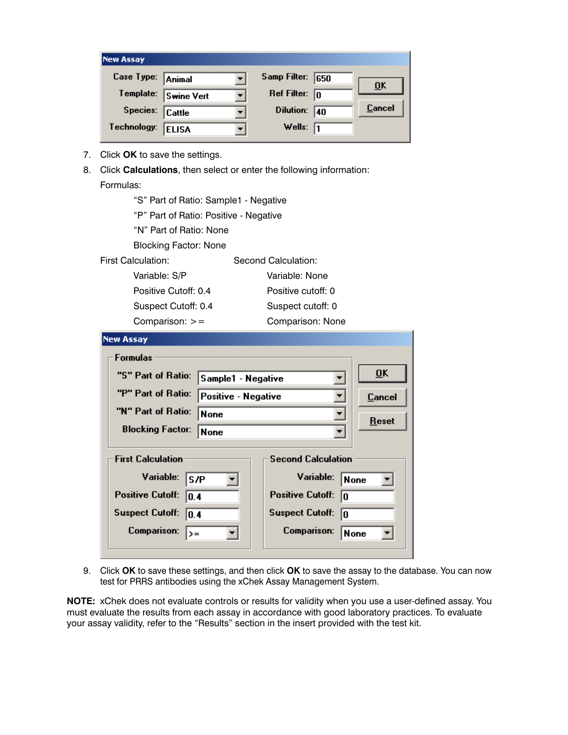| New Assay | | | |
|---|---|---|---|
| Case Type: | Animal | Samp Filter: | 650 |
| Template: | Swine Vert | Ref Filter: | 0 |
| Species: | Cattle | Dilution: | 40 |
| Technology: | ELISA | Wells: | 1 |

OK | Cancel

7. Click **OK** to save the settings.
8. Click **Calculations**, then select or enter the following information:

   Formulas:

   "S" Part of Ratio: Sample1 - Negative

   "P" Part of Ratio: Positive - Negative

   "N" Part of Ratio: None

   Blocking Factor: None

   | First Calculation: | Second Calculation: |
   |---|---|
   | Variable: S/P | Variable: None |
   | Positive Cutoff: 0.4 | Positive cutoff: 0 |
   | Suspect Cutoff: 0.4 | Suspect cutoff: 0 |
   | Comparison: >= | Comparison: None |

**New Assay**

Formulas

| | |
|---|---|
| "S" Part of Ratio: | Sample1 - Negative |
| "P" Part of Ratio: | Positive - Negative |
| "N" Part of Ratio: | None |
| Blocking Factor: | None |

OK | Cancel | Reset

| First Calculation | | Second Calculation | |
|---|---|---|---|
| Variable: | S/P | Variable: | None |
| Positive Cutoff: | 0.4 | Positive Cutoff: | 0 |
| Suspect Cutoff: | 0.4 | Suspect Cutoff: | 0 |
| Comparison: | >= | Comparison: | None |

9. Click **OK** to save these settings, and then click **OK** to save the assay to the database. You can now test for PRRS antibodies using the xChek Assay Management System.

**NOTE:** xChek does not evaluate controls or results for validity when you use a user-defined assay. You must evaluate the results from each assay in accordance with good laboratory practices. To evaluate your assay validity, refer to the "Results" section in the insert provided with the test kit.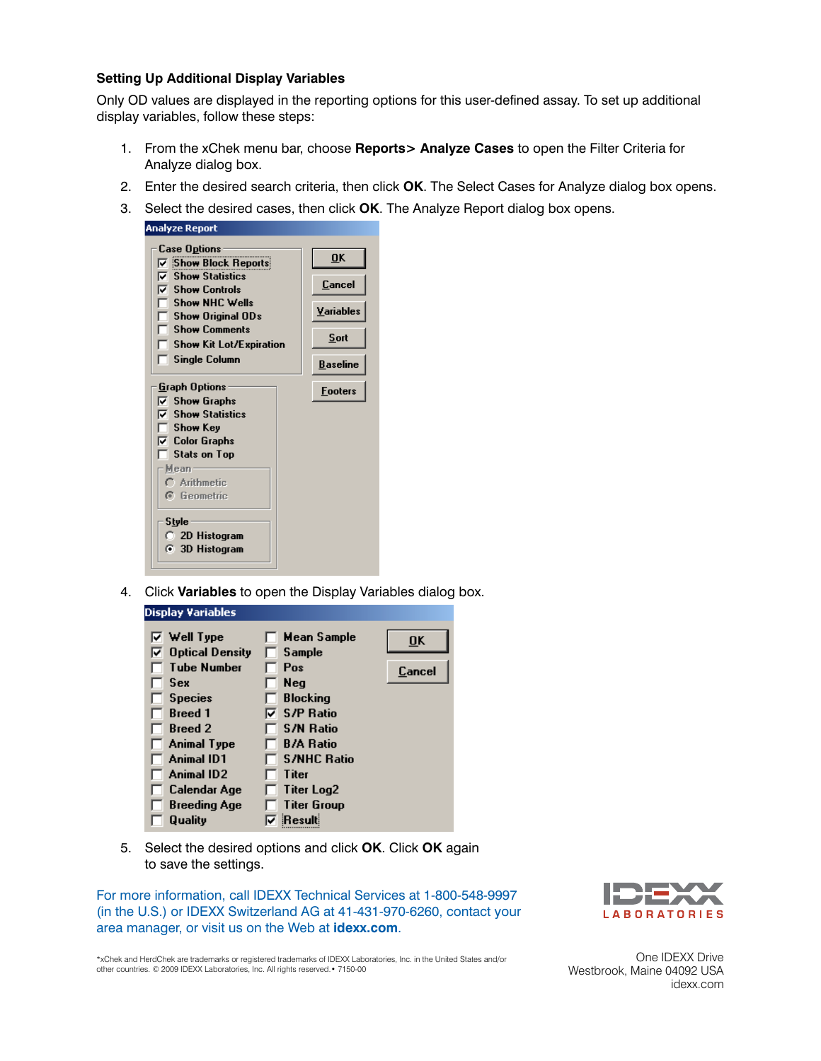### Setting Up Additional Display Variables

Only OD values are displayed in the reporting options for this user-defined assay. To set up additional display variables, follow these steps:

1. From the xChek menu bar, choose **Reports> Analyze Cases** to open the Filter Criteria for Analyze dialog box.
2. Enter the desired search criteria, then click **OK**. The Select Cases for Analyze dialog box opens.
3. Select the desired cases, then click **OK**. The Analyze Report dialog box opens.

Analyze Report

Case Options
- [x] Show Block Reports
- [x] Show Statistics
- [x] Show Controls
- [ ] Show NHC Wells
- [ ] Show Original ODs
- [ ] Show Comments
- [ ] Show Kit Lot/Expiration
- [ ] Single Column

Graph Options
- [x] Show Graphs
- [x] Show Statistics
- [ ] Show Key
- [x] Color Graphs
- [ ] Stats on Top

Mean
- ( ) Arithmetic
- (•) Geometric

Style
- ( ) 2D Histogram
- (•) 3D Histogram

OK
Cancel
Variables
Sort
Baseline
Footers

4. Click **Variables** to open the Display Variables dialog box.

Display Variables

- [x] Well Type
- [x] Optical Density
- [ ] Tube Number
- [ ] Sex
- [ ] Species
- [ ] Breed 1
- [ ] Breed 2
- [ ] Animal Type
- [ ] Animal ID1
- [ ] Animal ID2
- [ ] Calendar Age
- [ ] Breeding Age
- [ ] Quality
- [ ] Mean Sample
- [ ] Sample
- [ ] Pos
- [ ] Neg
- [ ] Blocking
- [x] S/P Ratio
- [ ] S/N Ratio
- [ ] B/A Ratio
- [ ] S/NHC Ratio
- [ ] Titer
- [ ] Titer Log2
- [ ] Titer Group
- [x] Result

OK
Cancel

5. Select the desired options and click **OK**. Click **OK** again to save the settings.

For more information, call IDEXX Technical Services at 1-800-548-9997 (in the U.S.) or IDEXX Switzerland AG at 41-431-970-6260, contact your area manager, or visit us on the Web at **idexx.com**.

IDEXX LABORATORIES

*xChek and HerdChek are trademarks or registered trademarks of IDEXX Laboratories, Inc. in the United States and/or other countries. © 2009 IDEXX Laboratories, Inc. All rights reserved. • 7150-00

One IDEXX Drive
Westbrook, Maine 04092 USA
idexx.com